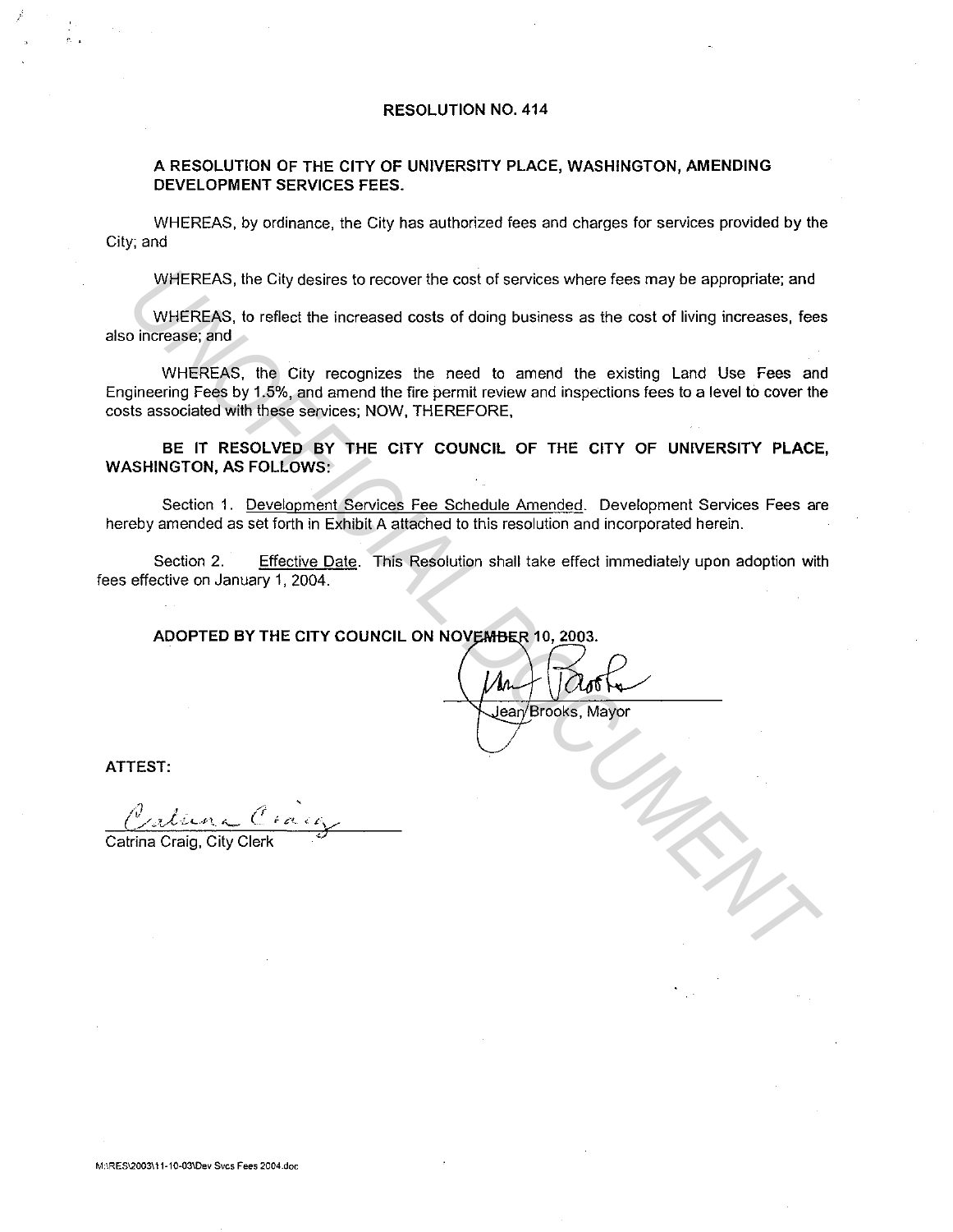# RESOLUTION NO. 414

## A RESOLUTION OF THE CITY OF UNIVERSITY PLACE, WASHINGTON, AMENDING DEVELOPMENT SERVICES FEES.

WHEREAS, by ordinance, the City has authorized fees and charges for services provided by the City; and

WHEREAS, the City desires to recover the cost of services where fees may be appropriate; and

WHEREAS, to reflect the increased costs of doing business as the cost of living increases, fees also increase; and

WHEREAS, the City recognizes the need to amend the existing Land Use Fees and Engineering Fees by 1.5%, and amend the fire permit review and inspections fees to a level to cover the costs associated with these services; NOW, THEREFORE,

**BE IT RESOLVED BY THE CITY COUNCIL OF THE CITY OF UNIVERSITY PLACE, WASHINGTON, AS FOLLOWS:**

Section 1. Development Services Fee Schedule Amended. Development Services Fees are hereby amended as set forth in Exhibit A attached to this resolution and incorporated herein.

Section 2. Effective Date. This Resolution shall take effect immediately upon adoption with fees effective on January 1, 2004.

**ADOPTED BY THE CITY COUNCIL ON NOVEMBER 10, 2003.**

Jean Brooks, Mayor

**ATTEST:**

Catrina Craig, City Clerk

M:\RES\2003\11-10-03\Dev Svcs Fees 2004.doc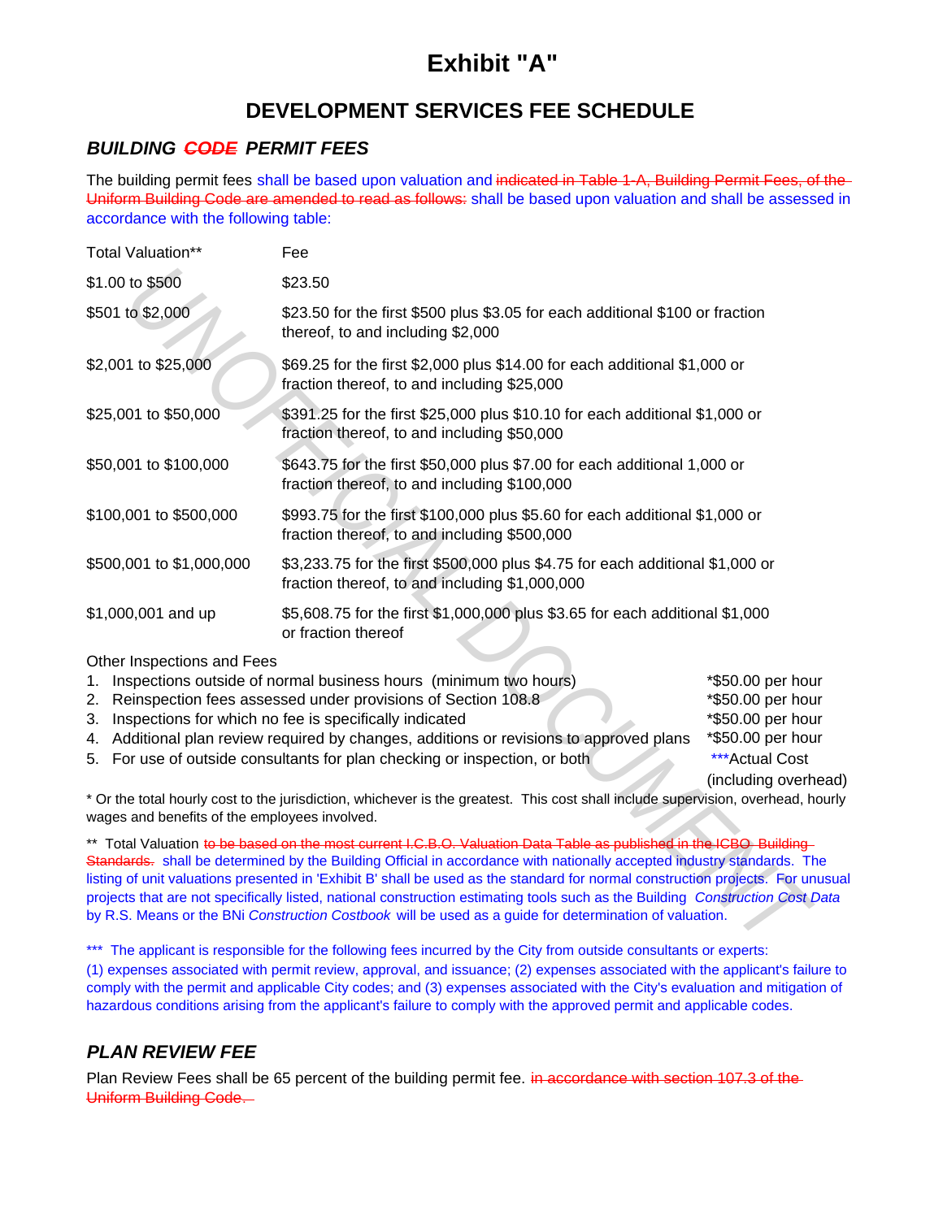# Exhibit "A"

## DEVELOPMENT SERVICES FEE SCHEDULE

### *BUILDING ~~CODE~~ PERMIT FEES*

The building permit fees shall be based upon valuation and ~~indicated in Table 1-A, Building Permit Fees, of the Uniform Building Code are amended to read as follows:~~ shall be based upon valuation and shall be assessed in accordance with the following table:

| Total Valuation** | Fee |
|---|---|
| $1.00 to $500 | $23.50 |
| $501 to $2,000 | $23.50 for the first $500 plus $3.05 for each additional $100 or fraction thereof, to and including $2,000 |
| $2,001 to $25,000 | $69.25 for the first $2,000 plus $14.00 for each additional $1,000 or fraction thereof, to and including $25,000 |
| $25,001 to $50,000 | $391.25 for the first $25,000 plus $10.10 for each additional $1,000 or fraction thereof, to and including $50,000 |
| $50,001 to $100,000 | $643.75 for the first $50,000 plus $7.00 for each additional 1,000 or fraction thereof, to and including $100,000 |
| $100,001 to $500,000 | $993.75 for the first $100,000 plus $5.60 for each additional $1,000 or fraction thereof, to and including $500,000 |
| $500,001 to $1,000,000 | $3,233.75 for the first $500,000 plus $4.75 for each additional $1,000 or fraction thereof, to and including $1,000,000 |
| $1,000,001 and up | $5,608.75 for the first $1,000,000 plus $3.65 for each additional $1,000 or fraction thereof |

Other Inspections and Fees

| | | |
|---|---|---|
| 1. | Inspections outside of normal business hours (minimum two hours) | *$50.00 per hour |
| 2. | Reinspection fees assessed under provisions of Section 108.8 | *$50.00 per hour |
| 3. | Inspections for which no fee is specifically indicated | *$50.00 per hour |
| 4. | Additional plan review required by changes, additions or revisions to approved plans | *$50.00 per hour |
| 5. | For use of outside consultants for plan checking or inspection, or both | ***Actual Cost (including overhead) |

\* Or the total hourly cost to the jurisdiction, whichever is the greatest. This cost shall include supervision, overhead, hourly wages and benefits of the employees involved.

** Total Valuation ~~to be based on the most current I.C.B.O. Valuation Data Table as published in the ICBO Building Standards.~~ shall be determined by the Building Official in accordance with nationally accepted industry standards. The listing of unit valuations presented in 'Exhibit B' shall be used as the standard for normal construction projects. For unusual projects that are not specifically listed, national construction estimating tools such as the Building *Construction Cost Data* by R.S. Means or the BNi *Construction Costbook* will be used as a guide for determination of valuation.

*** The applicant is responsible for the following fees incurred by the City from outside consultants or experts: (1) expenses associated with permit review, approval, and issuance; (2) expenses associated with the applicant's failure to comply with the permit and applicable City codes; and (3) expenses associated with the City's evaluation and mitigation of hazardous conditions arising from the applicant's failure to comply with the approved permit and applicable codes.

### *PLAN REVIEW FEE*

Plan Review Fees shall be 65 percent of the building permit fee. ~~in accordance with section 107.3 of the Uniform Building Code.~~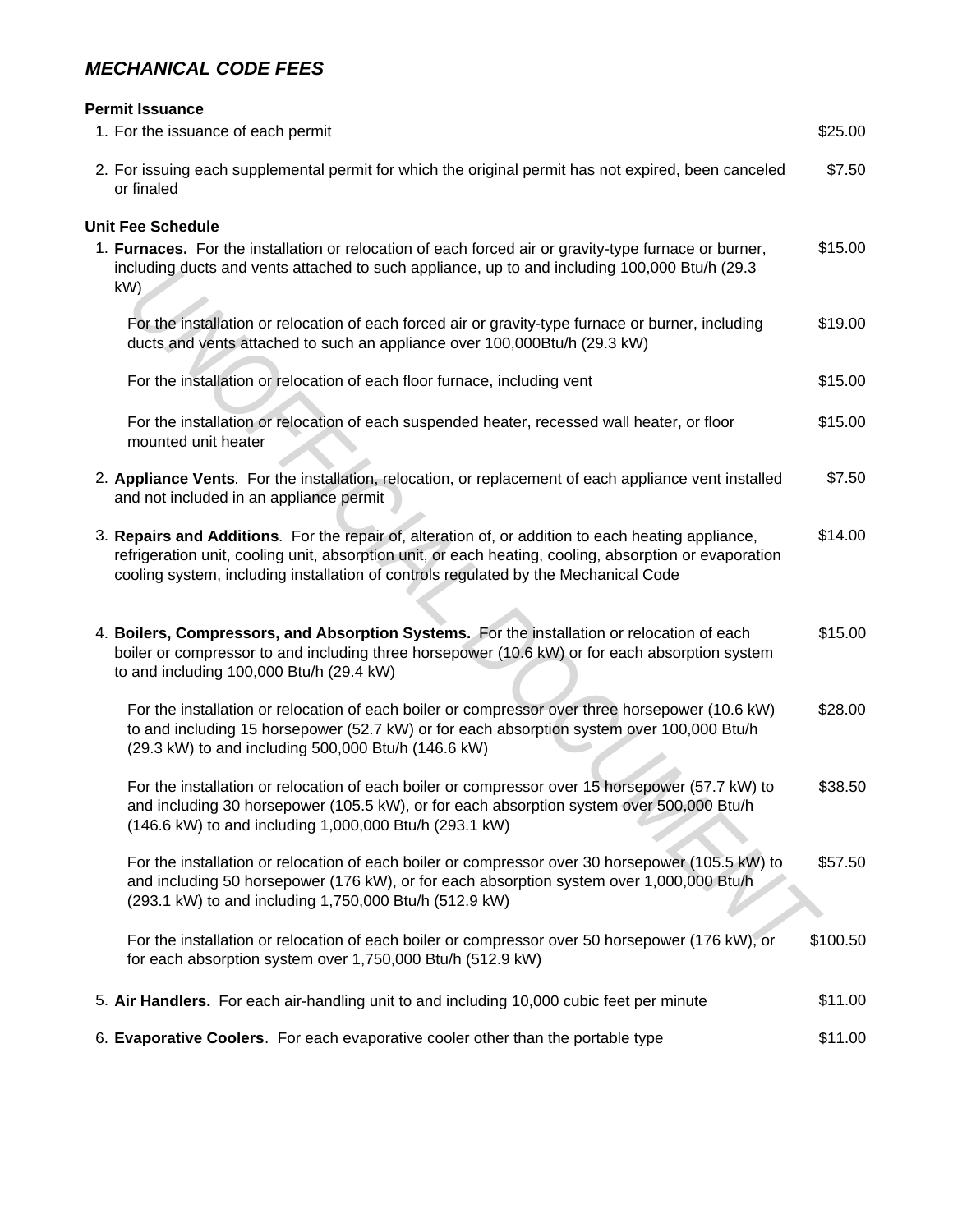## *MECHANICAL CODE FEES*

**Permit Issuance**

| | |
|---|---|
| 1. For the issuance of each permit | $25.00 |
| 2. For issuing each supplemental permit for which the original permit has not expired, been canceled or finaled | $7.50 |

**Unit Fee Schedule**

| | |
|---|---|
| 1. **Furnaces.** For the installation or relocation of each forced air or gravity-type furnace or burner, including ducts and vents attached to such appliance, up to and including 100,000 Btu/h (29.3 kW) | $15.00 |
| For the installation or relocation of each forced air or gravity-type furnace or burner, including ducts and vents attached to such an appliance over 100,000Btu/h (29.3 kW) | $19.00 |
| For the installation or relocation of each floor furnace, including vent | $15.00 |
| For the installation or relocation of each suspended heater, recessed wall heater, or floor mounted unit heater | $15.00 |
| 2. **Appliance Vents**. For the installation, relocation, or replacement of each appliance vent installed and not included in an appliance permit | $7.50 |
| 3. **Repairs and Additions**. For the repair of, alteration of, or addition to each heating appliance, refrigeration unit, cooling unit, absorption unit, or each heating, cooling, absorption or evaporation cooling system, including installation of controls regulated by the Mechanical Code | $14.00 |
| 4. **Boilers, Compressors, and Absorption Systems.** For the installation or relocation of each boiler or compressor to and including three horsepower (10.6 kW) or for each absorption system to and including 100,000 Btu/h (29.4 kW) | $15.00 |
| For the installation or relocation of each boiler or compressor over three horsepower (10.6 kW) to and including 15 horsepower (52.7 kW) or for each absorption system over 100,000 Btu/h (29.3 kW) to and including 500,000 Btu/h (146.6 kW) | $28.00 |
| For the installation or relocation of each boiler or compressor over 15 horsepower (57.7 kW) to and including 30 horsepower (105.5 kW), or for each absorption system over 500,000 Btu/h (146.6 kW) to and including 1,000,000 Btu/h (293.1 kW) | $38.50 |
| For the installation or relocation of each boiler or compressor over 30 horsepower (105.5 kW) to and including 50 horsepower (176 kW), or for each absorption system over 1,000,000 Btu/h (293.1 kW) to and including 1,750,000 Btu/h (512.9 kW) | $57.50 |
| For the installation or relocation of each boiler or compressor over 50 horsepower (176 kW), or for each absorption system over 1,750,000 Btu/h (512.9 kW) | $100.50 |
| 5. **Air Handlers.** For each air-handling unit to and including 10,000 cubic feet per minute | $11.00 |
| 6. **Evaporative Coolers**. For each evaporative cooler other than the portable type | $11.00 |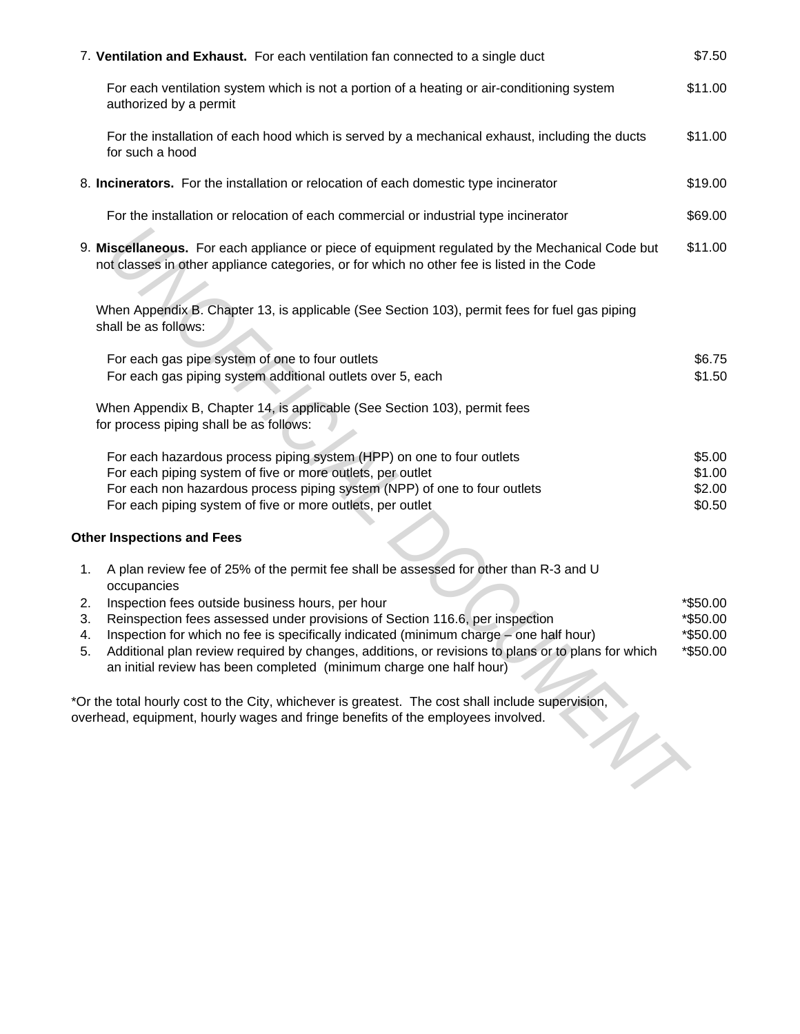7. **Ventilation and Exhaust.** For each ventilation fan connected to a single duct — $7.50

   For each ventilation system which is not a portion of a heating or air-conditioning system authorized by a permit — $11.00

   For the installation of each hood which is served by a mechanical exhaust, including the ducts for such a hood — $11.00

8. **Incinerators.** For the installation or relocation of each domestic type incinerator — $19.00

   For the installation or relocation of each commercial or industrial type incinerator — $69.00

9. **Miscellaneous.** For each appliance or piece of equipment regulated by the Mechanical Code but not classes in other appliance categories, or for which no other fee is listed in the Code — $11.00

   When Appendix B. Chapter 13, is applicable (See Section 103), permit fees for fuel gas piping shall be as follows:

   | | |
   |---|---|
   | For each gas pipe system of one to four outlets | $6.75 |
   | For each gas piping system additional outlets over 5, each | $1.50 |

   When Appendix B, Chapter 14, is applicable (See Section 103), permit fees for process piping shall be as follows:

   | | |
   |---|---|
   | For each hazardous process piping system (HPP) on one to four outlets | $5.00 |
   | For each piping system of five or more outlets, per outlet | $1.00 |
   | For each non hazardous process piping system (NPP) of one to four outlets | $2.00 |
   | For each piping system of five or more outlets, per outlet | $0.50 |

**Other Inspections and Fees**

| | | |
|---|---|---|
| 1. | A plan review fee of 25% of the permit fee shall be assessed for other than R-3 and U occupancies | |
| 2. | Inspection fees outside business hours, per hour | *$50.00 |
| 3. | Reinspection fees assessed under provisions of Section 116.6, per inspection | *$50.00 |
| 4. | Inspection for which no fee is specifically indicated (minimum charge – one half hour) | *$50.00 |
| 5. | Additional plan review required by changes, additions, or revisions to plans or to plans for which an initial review has been completed (minimum charge one half hour) | *$50.00 |

*Or the total hourly cost to the City, whichever is greatest. The cost shall include supervision, overhead, equipment, hourly wages and fringe benefits of the employees involved.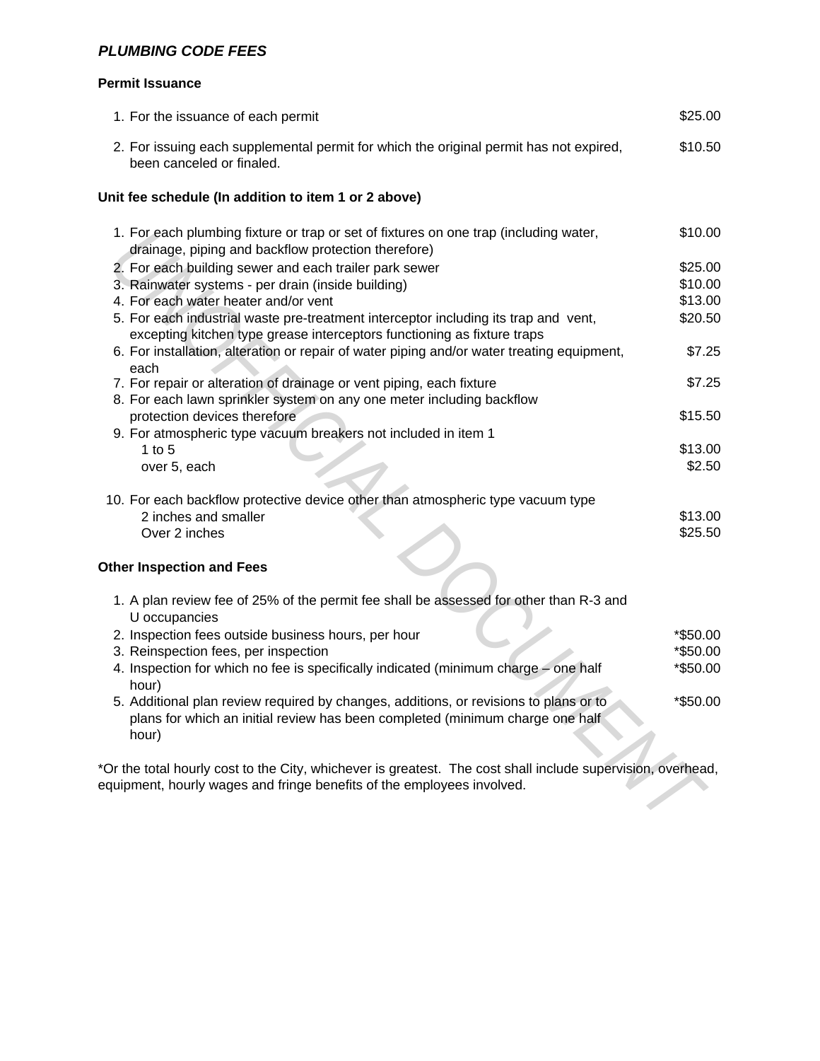## *PLUMBING CODE FEES*

### Permit Issuance

| | |
|---|---|
| 1. For the issuance of each permit | $25.00 |
| 2. For issuing each supplemental permit for which the original permit has not expired, been canceled or finaled. | $10.50 |

### Unit fee schedule (In addition to item 1 or 2 above)

| | |
|---|---|
| 1. For each plumbing fixture or trap or set of fixtures on one trap (including water, drainage, piping and backflow protection therefore) | $10.00 |
| 2. For each building sewer and each trailer park sewer | $25.00 |
| 3. Rainwater systems - per drain (inside building) | $10.00 |
| 4. For each water heater and/or vent | $13.00 |
| 5. For each industrial waste pre-treatment interceptor including its trap and vent, excepting kitchen type grease interceptors functioning as fixture traps | $20.50 |
| 6. For installation, alteration or repair of water piping and/or water treating equipment, each | $7.25 |
| 7. For repair or alteration of drainage or vent piping, each fixture | $7.25 |
| 8. For each lawn sprinkler system on any one meter including backflow protection devices therefore | $15.50 |
| 9. For atmospheric type vacuum breakers not included in item 1 | |
| 1 to 5 | $13.00 |
| over 5, each | $2.50 |
| 10. For each backflow protective device other than atmospheric type vacuum type | |
| 2 inches and smaller | $13.00 |
| Over 2 inches | $25.50 |

### Other Inspection and Fees

| | |
|---|---|
| 1. A plan review fee of 25% of the permit fee shall be assessed for other than R-3 and U occupancies | |
| 2. Inspection fees outside business hours, per hour | *$50.00 |
| 3. Reinspection fees, per inspection | *$50.00 |
| 4. Inspection for which no fee is specifically indicated (minimum charge – one half hour) | *$50.00 |
| 5. Additional plan review required by changes, additions, or revisions to plans or to plans for which an initial review has been completed (minimum charge one half hour) | *$50.00 |

*Or the total hourly cost to the City, whichever is greatest. The cost shall include supervision, overhead, equipment, hourly wages and fringe benefits of the employees involved.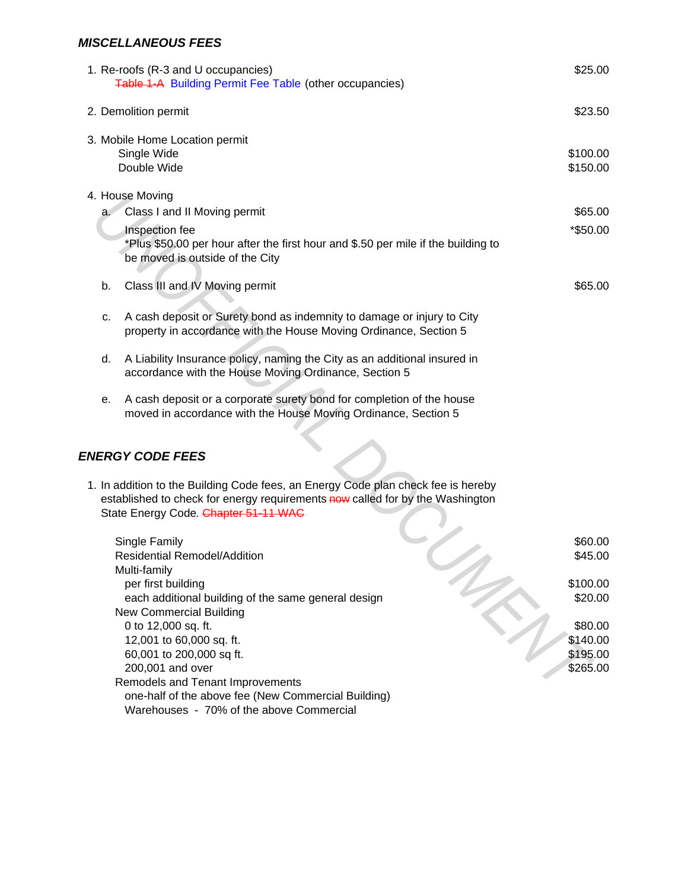### *MISCELLANEOUS FEES*

1. Re-roofs (R-3 and U occupancies) — $25.00
   ~~Table 1-A~~ Building Permit Fee Table (other occupancies)

2. Demolition permit — $23.50

3. Mobile Home Location permit
   - Single Wide — $100.00
   - Double Wide — $150.00

4. House Moving
   - a. Class I and II Moving permit — $65.00

     Inspection fee — *$50.00

     *Plus $50.00 per hour after the first hour and $.50 per mile if the building to be moved is outside of the City

   - b. Class III and IV Moving permit — $65.00

   - c. A cash deposit or Surety bond as indemnity to damage or injury to City property in accordance with the House Moving Ordinance, Section 5

   - d. A Liability Insurance policy, naming the City as an additional insured in accordance with the House Moving Ordinance, Section 5

   - e. A cash deposit or a corporate surety bond for completion of the house moved in accordance with the House Moving Ordinance, Section 5

### *ENERGY CODE FEES*

1. In addition to the Building Code fees, an Energy Code plan check fee is hereby established to check for energy requirements ~~now~~ called for by the Washington State Energy Code. ~~Chapter 51-11 WAC~~

| | |
|---|---|
| Single Family | $60.00 |
| Residential Remodel/Addition | $45.00 |
| Multi-family | |
| per first building | $100.00 |
| each additional building of the same general design | $20.00 |
| New Commercial Building | |
| 0 to 12,000 sq. ft. | $80.00 |
| 12,001 to 60,000 sq. ft. | $140.00 |
| 60,001 to 200,000 sq ft. | $195.00 |
| 200,001 and over | $265.00 |
| Remodels and Tenant Improvements | |
| one-half of the above fee (New Commercial Building) | |
| Warehouses - 70% of the above Commercial | |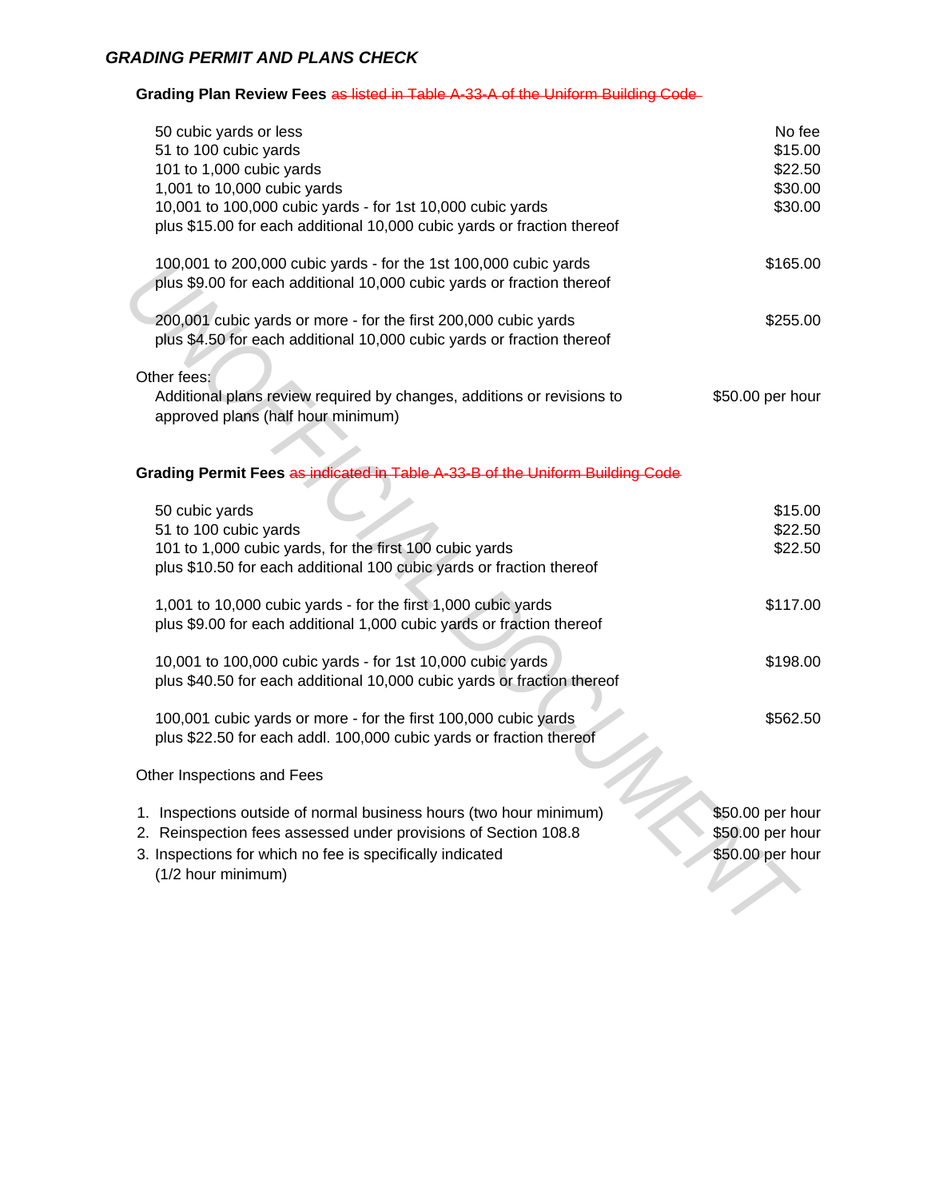## *GRADING PERMIT AND PLANS CHECK*

**Grading Plan Review Fees** ~~as listed in Table A-33-A of the Uniform Building Code~~

| | |
|---|---|
| 50 cubic yards or less | No fee |
| 51 to 100 cubic yards | $15.00 |
| 101 to 1,000 cubic yards | $22.50 |
| 1,001 to 10,000 cubic yards | $30.00 |
| 10,001 to 100,000 cubic yards - for 1st 10,000 cubic yards<br>plus $15.00 for each additional 10,000 cubic yards or fraction thereof | $30.00 |
| 100,001 to 200,000 cubic yards - for the 1st 100,000 cubic yards<br>plus $9.00 for each additional 10,000 cubic yards or fraction thereof | $165.00 |
| 200,001 cubic yards or more - for the first 200,000 cubic yards<br>plus $4.50 for each additional 10,000 cubic yards or fraction thereof | $255.00 |

Other fees:

| | |
|---|---|
| Additional plans review required by changes, additions or revisions to approved plans (half hour minimum) | $50.00 per hour |

**Grading Permit Fees** ~~as indicated in Table A-33-B of the Uniform Building Code~~

| | |
|---|---|
| 50 cubic yards | $15.00 |
| 51 to 100 cubic yards | $22.50 |
| 101 to 1,000 cubic yards, for the first 100 cubic yards<br>plus $10.50 for each additional 100 cubic yards or fraction thereof | $22.50 |
| 1,001 to 10,000 cubic yards - for the first 1,000 cubic yards<br>plus $9.00 for each additional 1,000 cubic yards or fraction thereof | $117.00 |
| 10,001 to 100,000 cubic yards - for 1st 10,000 cubic yards<br>plus $40.50 for each additional 10,000 cubic yards or fraction thereof | $198.00 |
| 100,001 cubic yards or more - for the first 100,000 cubic yards<br>plus $22.50 for each addl. 100,000 cubic yards or fraction thereof | $562.50 |

Other Inspections and Fees

| | |
|---|---|
| 1. Inspections outside of normal business hours (two hour minimum) | $50.00 per hour |
| 2. Reinspection fees assessed under provisions of Section 108.8 | $50.00 per hour |
| 3. Inspections for which no fee is specifically indicated (1/2 hour minimum) | $50.00 per hour |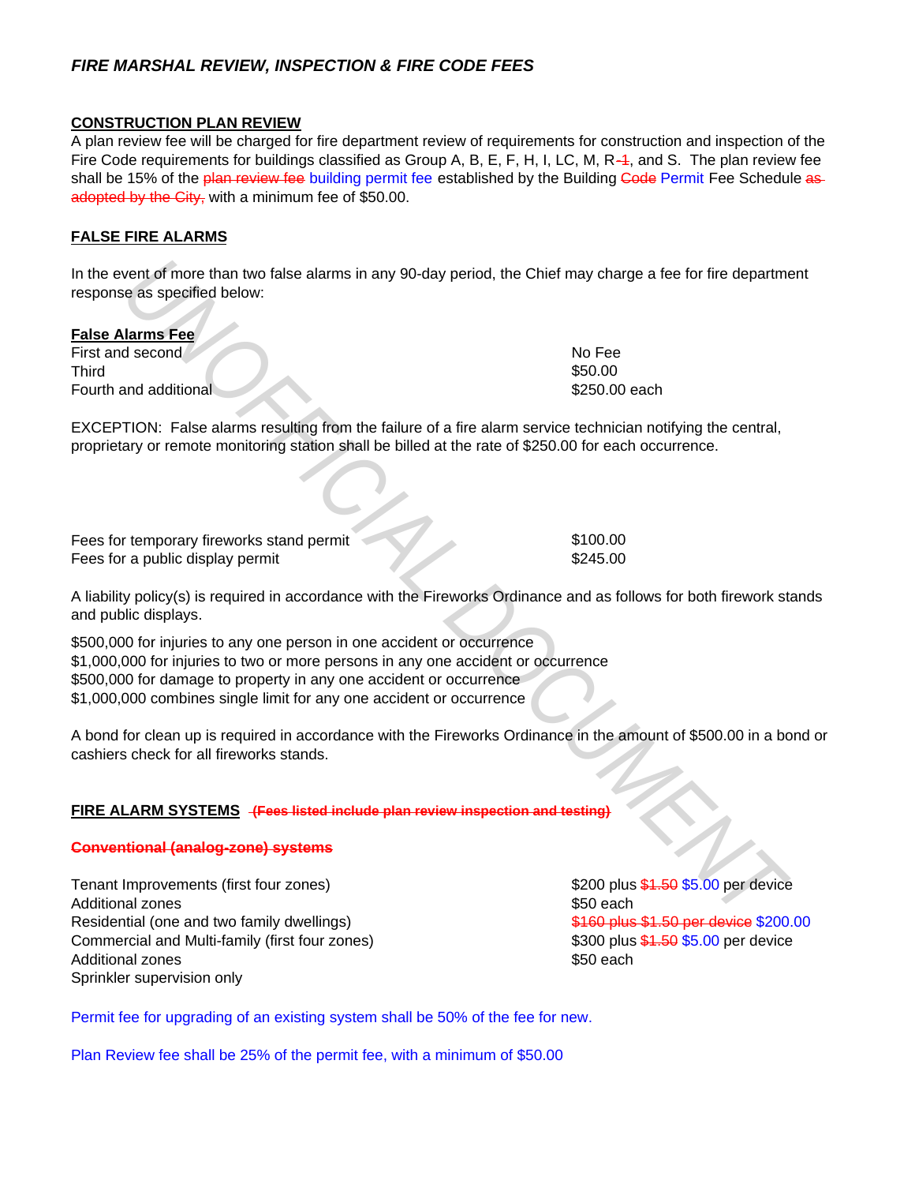## *FIRE MARSHAL REVIEW, INSPECTION & FIRE CODE FEES*

### CONSTRUCTION PLAN REVIEW

A plan review fee will be charged for fire department review of requirements for construction and inspection of the Fire Code requirements for buildings classified as Group A, B, E, F, H, I, LC, M, R-~~1~~, and S. The plan review fee shall be 15% of the ~~plan review fee~~ building permit fee established by the Building ~~Code~~ Permit Fee Schedule ~~as adopted by the City,~~ with a minimum fee of $50.00.

### FALSE FIRE ALARMS

In the event of more than two false alarms in any 90-day period, the Chief may charge a fee for fire department response as specified below:

| **False Alarms Fee** | |
|---|---|
| First and second | No Fee |
| Third | $50.00 |
| Fourth and additional | $250.00 each |

EXCEPTION: False alarms resulting from the failure of a fire alarm service technician notifying the central, proprietary or remote monitoring station shall be billed at the rate of $250.00 for each occurrence.

| | |
|---|---|
| Fees for temporary fireworks stand permit | $100.00 |
| Fees for a public display permit | $245.00 |

A liability policy(s) is required in accordance with the Fireworks Ordinance and as follows for both firework stands and public displays.

$500,000 for injuries to any one person in one accident or occurrence
$1,000,000 for injuries to two or more persons in any one accident or occurrence
$500,000 for damage to property in any one accident or occurrence
$1,000,000 combines single limit for any one accident or occurrence

A bond for clean up is required in accordance with the Fireworks Ordinance in the amount of $500.00 in a bond or cashiers check for all fireworks stands.

### FIRE ALARM SYSTEMS ~~**(Fees listed include plan review inspection and testing)**~~

~~**Conventional (analog-zone) systems**~~

| | |
|---|---|
| Tenant Improvements (first four zones) | $200 plus ~~$1.50~~ $5.00 per device |
| Additional zones | $50 each |
| Residential (one and two family dwellings) | ~~$160 plus $1.50 per device~~ $200.00 |
| Commercial and Multi-family (first four zones) | $300 plus ~~$1.50~~ $5.00 per device |
| Additional zones | $50 each |
| Sprinkler supervision only | |

Permit fee for upgrading of an existing system shall be 50% of the fee for new.

Plan Review fee shall be 25% of the permit fee, with a minimum of $50.00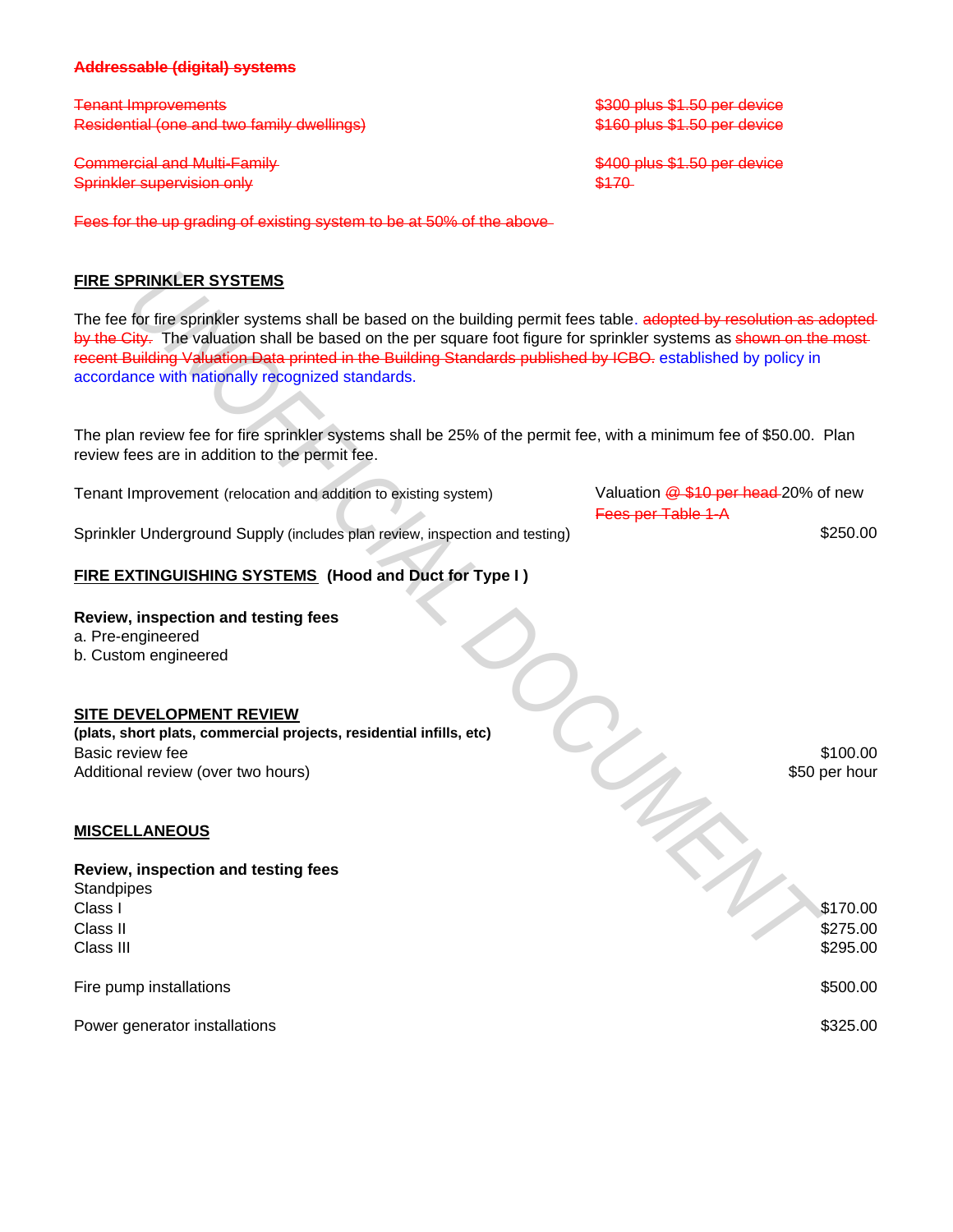~~**Addressable (digital) systems**~~

| | |
|---|---|
| ~~Tenant Improvements~~ | ~~$300 plus $1.50 per device~~ |
| ~~Residential (one and two family dwellings)~~ | ~~$160 plus $1.50 per device~~ |
| ~~Commercial and Multi-Family~~ | ~~$400 plus $1.50 per device~~ |
| ~~Sprinkler supervision only~~ | ~~$170~~ |

~~Fees for the up grading of existing system to be at 50% of the above~~

## FIRE SPRINKLER SYSTEMS

The fee for fire sprinkler systems shall be based on the building permit fees table. ~~adopted by resolution as adopted by the City.~~ The valuation shall be based on the per square foot figure for sprinkler systems as ~~shown on the most recent Building Valuation Data printed in the Building Standards published by ICBO.~~ established by policy in accordance with nationally recognized standards.

The plan review fee for fire sprinkler systems shall be 25% of the permit fee, with a minimum fee of $50.00. Plan review fees are in addition to the permit fee.

| | |
|---|---|
| Tenant Improvement (relocation and addition to existing system) | Valuation ~~@ $10 per head~~ 20% of new ~~Fees per Table 1-A~~ |
| Sprinkler Underground Supply (includes plan review, inspection and testing) | $250.00 |

## FIRE EXTINGUISHING SYSTEMS (Hood and Duct for Type I )

**Review, inspection and testing fees**

a. Pre-engineered
b. Custom engineered

## SITE DEVELOPMENT REVIEW

**(plats, short plats, commercial projects, residential infills, etc)**

| | |
|---|---|
| Basic review fee | $100.00 |
| Additional review (over two hours) | $50 per hour |

## MISCELLANEOUS

**Review, inspection and testing fees**

| | |
|---|---|
| Standpipes | |
| Class I | $170.00 |
| Class II | $275.00 |
| Class III | $295.00 |
| Fire pump installations | $500.00 |
| Power generator installations | $325.00 |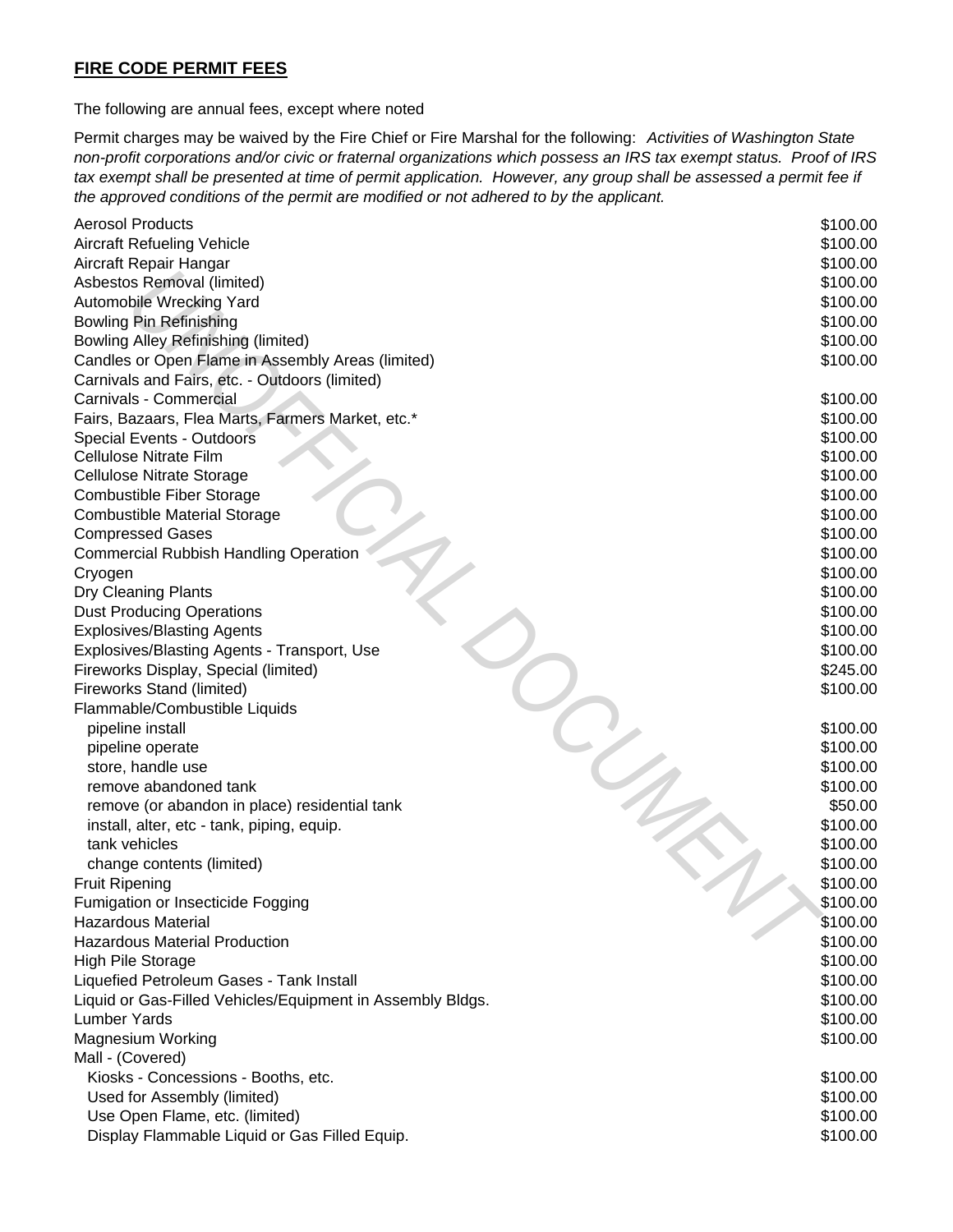**FIRE CODE PERMIT FEES**

The following are annual fees, except where noted

Permit charges may be waived by the Fire Chief or Fire Marshal for the following: *Activities of Washington State non-profit corporations and/or civic or fraternal organizations which possess an IRS tax exempt status. Proof of IRS tax exempt shall be presented at time of permit application. However, any group shall be assessed a permit fee if the approved conditions of the permit are modified or not adhered to by the applicant.*

| | |
|---|---|
| Aerosol Products | $100.00 |
| Aircraft Refueling Vehicle | $100.00 |
| Aircraft Repair Hangar | $100.00 |
| Asbestos Removal (limited) | $100.00 |
| Automobile Wrecking Yard | $100.00 |
| Bowling Pin Refinishing | $100.00 |
| Bowling Alley Refinishing (limited) | $100.00 |
| Candles or Open Flame in Assembly Areas (limited) | $100.00 |
| Carnivals and Fairs, etc. - Outdoors (limited) | |
| Carnivals - Commercial | $100.00 |
| Fairs, Bazaars, Flea Marts, Farmers Market, etc.* | $100.00 |
| Special Events - Outdoors | $100.00 |
| Cellulose Nitrate Film | $100.00 |
| Cellulose Nitrate Storage | $100.00 |
| Combustible Fiber Storage | $100.00 |
| Combustible Material Storage | $100.00 |
| Compressed Gases | $100.00 |
| Commercial Rubbish Handling Operation | $100.00 |
| Cryogen | $100.00 |
| Dry Cleaning Plants | $100.00 |
| Dust Producing Operations | $100.00 |
| Explosives/Blasting Agents | $100.00 |
| Explosives/Blasting Agents - Transport, Use | $100.00 |
| Fireworks Display, Special (limited) | $245.00 |
| Fireworks Stand (limited) | $100.00 |
| Flammable/Combustible Liquids | |
| pipeline install | $100.00 |
| pipeline operate | $100.00 |
| store, handle use | $100.00 |
| remove abandoned tank | $100.00 |
| remove (or abandon in place) residential tank | $50.00 |
| install, alter, etc - tank, piping, equip. | $100.00 |
| tank vehicles | $100.00 |
| change contents (limited) | $100.00 |
| Fruit Ripening | $100.00 |
| Fumigation or Insecticide Fogging | $100.00 |
| Hazardous Material | $100.00 |
| Hazardous Material Production | $100.00 |
| High Pile Storage | $100.00 |
| Liquefied Petroleum Gases - Tank Install | $100.00 |
| Liquid or Gas-Filled Vehicles/Equipment in Assembly Bldgs. | $100.00 |
| Lumber Yards | $100.00 |
| Magnesium Working | $100.00 |
| Mall - (Covered) | |
| Kiosks - Concessions - Booths, etc. | $100.00 |
| Used for Assembly (limited) | $100.00 |
| Use Open Flame, etc. (limited) | $100.00 |
| Display Flammable Liquid or Gas Filled Equip. | $100.00 |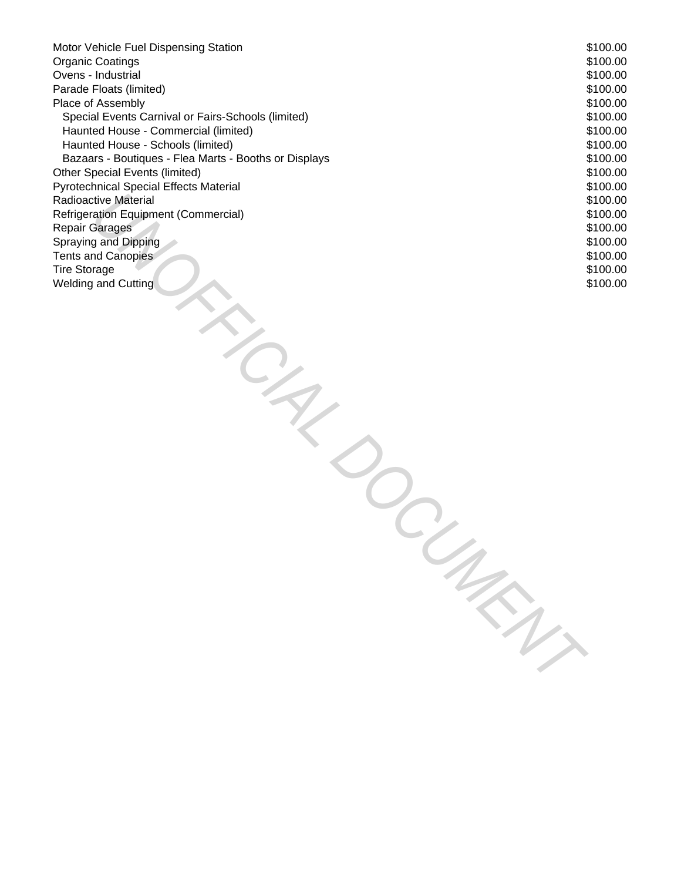| | |
|---|---|
| Motor Vehicle Fuel Dispensing Station | $100.00 |
| Organic Coatings | $100.00 |
| Ovens - Industrial | $100.00 |
| Parade Floats (limited) | $100.00 |
| Place of Assembly | $100.00 |
| Special Events Carnival or Fairs-Schools (limited) | $100.00 |
| Haunted House - Commercial (limited) | $100.00 |
| Haunted House - Schools (limited) | $100.00 |
| Bazaars - Boutiques - Flea Marts - Booths or Displays | $100.00 |
| Other Special Events (limited) | $100.00 |
| Pyrotechnical Special Effects Material | $100.00 |
| Radioactive Material | $100.00 |
| Refrigeration Equipment (Commercial) | $100.00 |
| Repair Garages | $100.00 |
| Spraying and Dipping | $100.00 |
| Tents and Canopies | $100.00 |
| Tire Storage | $100.00 |
| Welding and Cutting | $100.00 |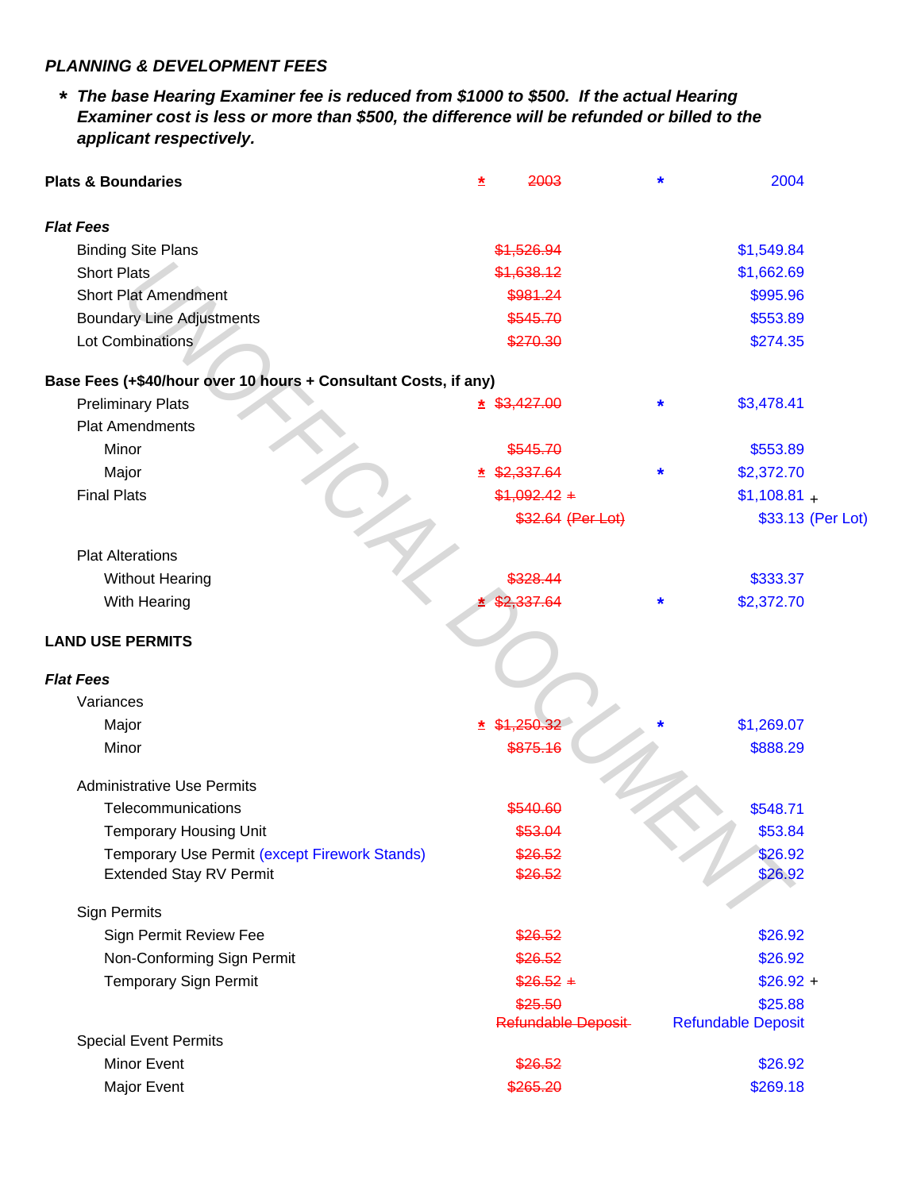## *PLANNING & DEVELOPMENT FEES*

\* ***The base Hearing Examiner fee is reduced from $1000 to $500. If the actual Hearing Examiner cost is less or more than $500, the difference will be refunded or billed to the applicant respectively.***

| **Plats & Boundaries** | * | ~~2003~~ | * | 2004 |
|---|---|---|---|---|
| ***Flat Fees*** | | | | |
| Binding Site Plans | | ~~$1,526.94~~ | | $1,549.84 |
| Short Plats | | ~~$1,638.12~~ | | $1,662.69 |
| Short Plat Amendment | | ~~$981.24~~ | | $995.96 |
| Boundary Line Adjustments | | ~~$545.70~~ | | $553.89 |
| Lot Combinations | | ~~$270.30~~ | | $274.35 |
| **Base Fees (+$40/hour over 10 hours + Consultant Costs, if any)** | | | | |
| Preliminary Plats | * | ~~$3,427.00~~ | * | $3,478.41 |
| Plat Amendments | | | | |
| Minor | | ~~$545.70~~ | | $553.89 |
| Major | * | ~~$2,337.64~~ | * | $2,372.70 |
| Final Plats | | ~~$1,092.42 +~~ | | $1,108.81 + |
| | | ~~$32.64 (Per Lot)~~ | | $33.13 (Per Lot) |
| Plat Alterations | | | | |
| Without Hearing | | ~~$328.44~~ | | $333.37 |
| With Hearing | * | ~~$2,337.64~~ | * | $2,372.70 |
| **LAND USE PERMITS** | | | | |
| ***Flat Fees*** | | | | |
| Variances | | | | |
| Major | * | ~~$1,250.32~~ | * | $1,269.07 |
| Minor | | ~~$875.16~~ | | $888.29 |
| Administrative Use Permits | | | | |
| Telecommunications | | ~~$540.60~~ | | $548.71 |
| Temporary Housing Unit | | ~~$53.04~~ | | $53.84 |
| Temporary Use Permit (except Firework Stands) | | ~~$26.52~~ | | $26.92 |
| Extended Stay RV Permit | | ~~$26.52~~ | | $26.92 |
| Sign Permits | | | | |
| Sign Permit Review Fee | | ~~$26.52~~ | | $26.92 |
| Non-Conforming Sign Permit | | ~~$26.52~~ | | $26.92 |
| Temporary Sign Permit | | ~~$26.52 +~~ | | $26.92 + |
| | | ~~$25.50 Refundable Deposit~~ | | $25.88 Refundable Deposit |
| Special Event Permits | | | | |
| Minor Event | | ~~$26.52~~ | | $26.92 |
| Major Event | | ~~$265.20~~ | | $269.18 |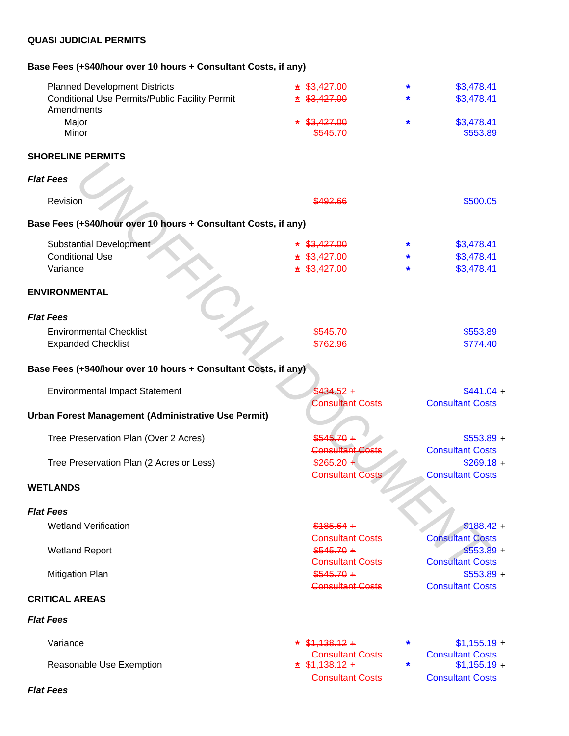**QUASI JUDICIAL PERMITS**

**Base Fees (+$40/hour over 10 hours + Consultant Costs, if any)**

| | | | |
|---|---|---|---|
| Planned Development Districts | * ~~$3,427.00~~ | * | $3,478.41 |
| Conditional Use Permits/Public Facility Permit Amendments | * ~~$3,427.00~~ | * | $3,478.41 |
| Major | * ~~$3,427.00~~ | * | $3,478.41 |
| Minor | ~~$545.70~~ | | $553.89 |

**SHORELINE PERMITS**

***Flat Fees***

| | | | |
|---|---|---|---|
| Revision | ~~$492.66~~ | | $500.05 |

**Base Fees (+$40/hour over 10 hours + Consultant Costs, if any)**

| | | | |
|---|---|---|---|
| Substantial Development | * ~~$3,427.00~~ | * | $3,478.41 |
| Conditional Use | * ~~$3,427.00~~ | * | $3,478.41 |
| Variance | * ~~$3,427.00~~ | * | $3,478.41 |

**ENVIRONMENTAL**

***Flat Fees***

| | | | |
|---|---|---|---|
| Environmental Checklist | ~~$545.70~~ | | $553.89 |
| Expanded Checklist | ~~$762.96~~ | | $774.40 |

**Base Fees (+$40/hour over 10 hours + Consultant Costs, if any)**

| | | | |
|---|---|---|---|
| Environmental Impact Statement | ~~$434.52 + Consultant Costs~~ | | $441.04 + Consultant Costs |

**Urban Forest Management (Administrative Use Permit)**

| | | | |
|---|---|---|---|
| Tree Preservation Plan (Over 2 Acres) | ~~$545.70 + Consultant Costs~~ | | $553.89 + Consultant Costs |
| Tree Preservation Plan (2 Acres or Less) | ~~$265.20 + Consultant Costs~~ | | $269.18 + Consultant Costs |

**WETLANDS**

***Flat Fees***

| | | | |
|---|---|---|---|
| Wetland Verification | ~~$185.64 + Consultant Costs~~ | | $188.42 + Consultant Costs |
| Wetland Report | ~~$545.70 + Consultant Costs~~ | | $553.89 + Consultant Costs |
| Mitigation Plan | ~~$545.70 + Consultant Costs~~ | | $553.89 + Consultant Costs |

**CRITICAL AREAS**

***Flat Fees***

| | | | |
|---|---|---|---|
| Variance | * ~~$1,138.12 + Consultant Costs~~ | * | $1,155.19 + Consultant Costs |
| Reasonable Use Exemption | * ~~$1,138.12 + Consultant Costs~~ | * | $1,155.19 + Consultant Costs |

***Flat Fees***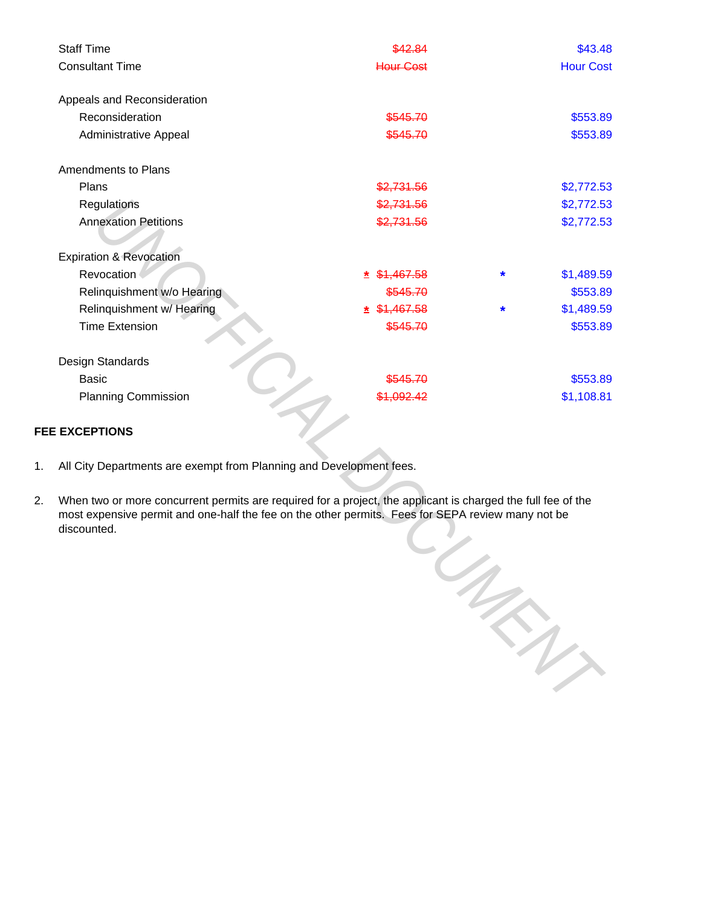| | | | | |
|---|---|---|---|---|
| Staff Time | | ~~$42.84~~ | | $43.48 |
| Consultant Time | | ~~Hour Cost~~ | | Hour Cost |
| | | | | |
| Appeals and Reconsideration | | | | |
| Reconsideration | | ~~$545.70~~ | | $553.89 |
| Administrative Appeal | | ~~$545.70~~ | | $553.89 |
| | | | | |
| Amendments to Plans | | | | |
| Plans | | ~~$2,731.56~~ | | $2,772.53 |
| Regulations | | ~~$2,731.56~~ | | $2,772.53 |
| Annexation Petitions | | ~~$2,731.56~~ | | $2,772.53 |
| | | | | |
| Expiration & Revocation | | | | |
| Revocation | ~~*~~ | ~~$1,467.58~~ | * | $1,489.59 |
| Relinquishment w/o Hearing | | ~~$545.70~~ | | $553.89 |
| Relinquishment w/ Hearing | ~~*~~ | ~~$1,467.58~~ | * | $1,489.59 |
| Time Extension | | ~~$545.70~~ | | $553.89 |
| | | | | |
| Design Standards | | | | |
| Basic | | ~~$545.70~~ | | $553.89 |
| Planning Commission | | ~~$1,092.42~~ | | $1,108.81 |

**FEE EXCEPTIONS**

1. All City Departments are exempt from Planning and Development fees.

2. When two or more concurrent permits are required for a project, the applicant is charged the full fee of the most expensive permit and one-half the fee on the other permits. Fees for SEPA review many not be discounted.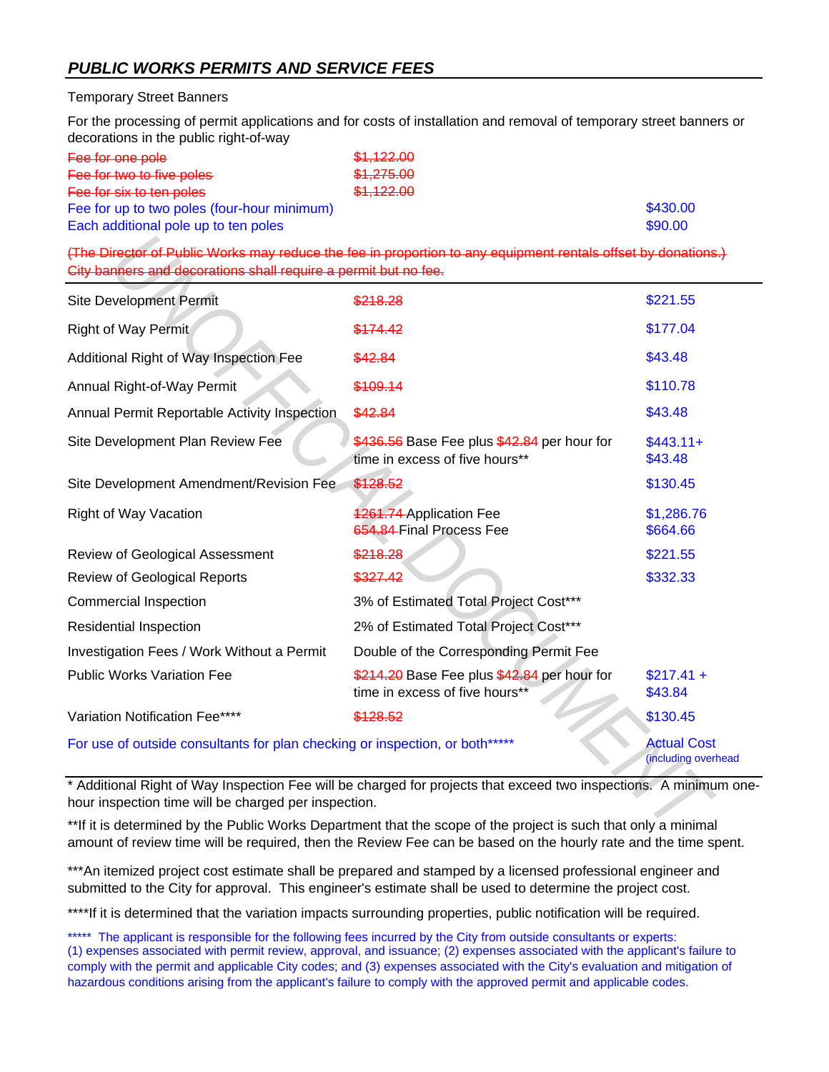## ***PUBLIC WORKS PERMITS AND SERVICE FEES***

Temporary Street Banners

For the processing of permit applications and for costs of installation and removal of temporary street banners or decorations in the public right-of-way

| | | |
|---|---|---|
| ~~Fee for one pole~~ | ~~$1,122.00~~ | |
| ~~Fee for two to five poles~~ | ~~$1,275.00~~ | |
| ~~Fee for six to ten poles~~ | ~~$1,122.00~~ | |
| Fee for up to two poles (four-hour minimum) | | $430.00 |
| Each additional pole up to ten poles | | $90.00 |

~~(The Director of Public Works may reduce the fee in proportion to any equipment rentals offset by donations.)~~
~~City banners and decorations shall require a permit but no fee.~~

| | | |
|---|---|---|
| Site Development Permit | ~~$218.28~~ | $221.55 |
| Right of Way Permit | ~~$174.42~~ | $177.04 |
| Additional Right of Way Inspection Fee | ~~$42.84~~ | $43.48 |
| Annual Right-of-Way Permit | ~~$109.14~~ | $110.78 |
| Annual Permit Reportable Activity Inspection | ~~$42.84~~ | $43.48 |
| Site Development Plan Review Fee | ~~$436.56~~ Base Fee plus ~~$42.84~~ per hour for time in excess of five hours** | $443.11+ $43.48 |
| Site Development Amendment/Revision Fee | ~~$128.52~~ | $130.45 |
| Right of Way Vacation | ~~1261.74~~ Application Fee<br>~~654.84~~ Final Process Fee | $1,286.76<br>$664.66 |
| Review of Geological Assessment | ~~$218.28~~ | $221.55 |
| Review of Geological Reports | ~~$327.42~~ | $332.33 |
| Commercial Inspection | 3% of Estimated Total Project Cost*** | |
| Residential Inspection | 2% of Estimated Total Project Cost*** | |
| Investigation Fees / Work Without a Permit | Double of the Corresponding Permit Fee | |
| Public Works Variation Fee | ~~$214.20~~ Base Fee plus ~~$42.84~~ per hour for time in excess of five hours** | $217.41 + $43.84 |
| Variation Notification Fee**** | ~~$128.52~~ | $130.45 |
| For use of outside consultants for plan checking or inspection, or both***** | | Actual Cost (including overhead |

\* Additional Right of Way Inspection Fee will be charged for projects that exceed two inspections. A minimum one-hour inspection time will be charged per inspection.

**If it is determined by the Public Works Department that the scope of the project is such that only a minimal amount of review time will be required, then the Review Fee can be based on the hourly rate and the time spent.

***An itemized project cost estimate shall be prepared and stamped by a licensed professional engineer and submitted to the City for approval. This engineer's estimate shall be used to determine the project cost.

****If it is determined that the variation impacts surrounding properties, public notification will be required.

***** The applicant is responsible for the following fees incurred by the City from outside consultants or experts: (1) expenses associated with permit review, approval, and issuance; (2) expenses associated with the applicant's failure to comply with the permit and applicable City codes; and (3) expenses associated with the City's evaluation and mitigation of hazardous conditions arising from the applicant's failure to comply with the approved permit and applicable codes.